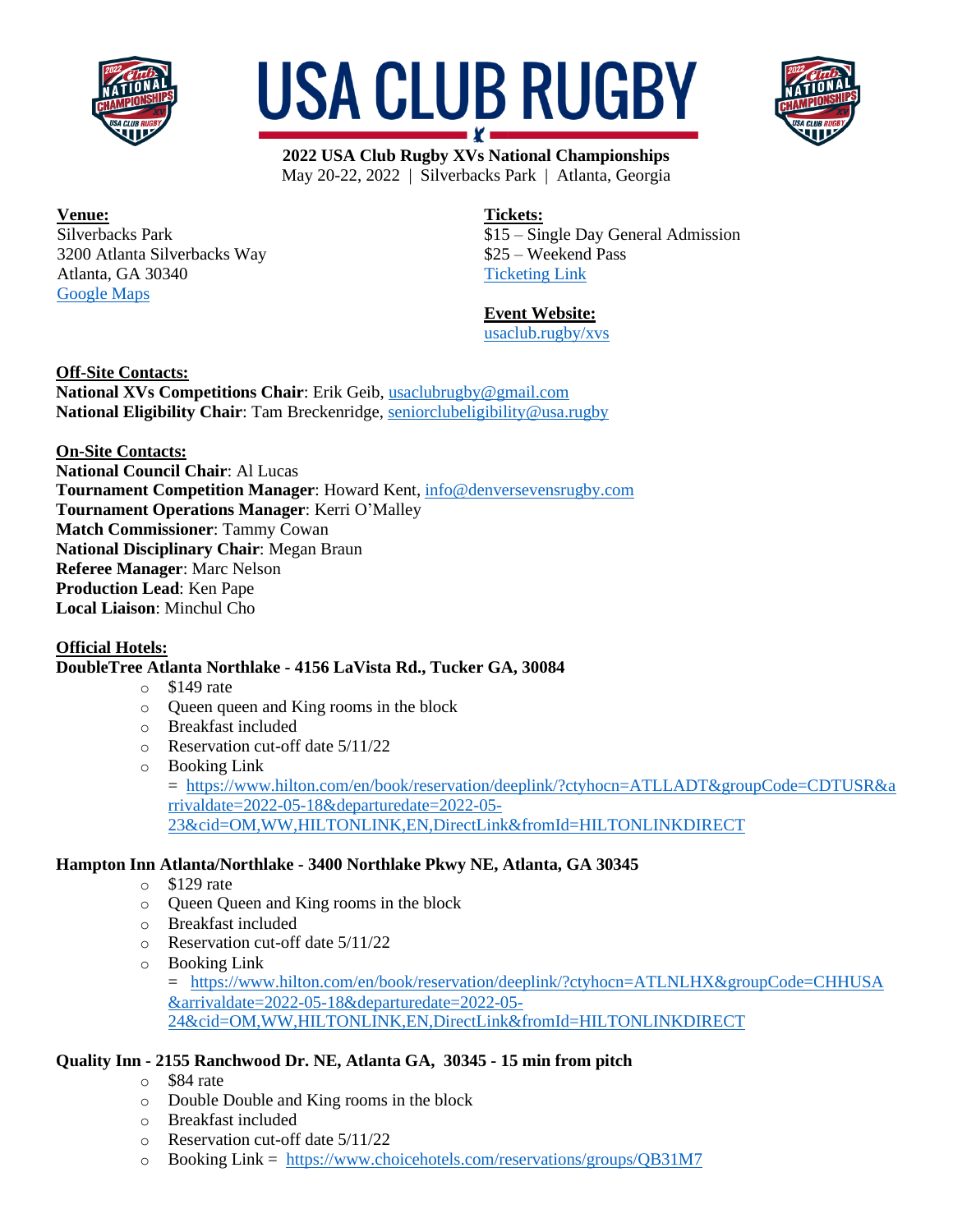# USA CLUB RUGBY

**2022 USA Club Rugby XVs National Championships**
May 20-22, 2022 | Silverbacks Park | Atlanta, Georgia

**Venue:**
Silverbacks Park
3200 Atlanta Silverbacks Way
Atlanta, GA 30340
Google Maps

**Tickets:**
$15 – Single Day General Admission
$25 – Weekend Pass
Ticketing Link

**Event Website:**
usaclub.rugby/xvs

**Off-Site Contacts:**
**National XVs Competitions Chair**: Erik Geib, usaclubrugby@gmail.com
**National Eligibility Chair**: Tam Breckenridge, seniorclubeligibility@usa.rugby

**On-Site Contacts:**
**National Council Chair**: Al Lucas
**Tournament Competition Manager**: Howard Kent, info@denversevensrugby.com
**Tournament Operations Manager**: Kerri O'Malley
**Match Commissioner**: Tammy Cowan
**National Disciplinary Chair**: Megan Braun
**Referee Manager**: Marc Nelson
**Production Lead**: Ken Pape
**Local Liaison**: Minchul Cho

**Official Hotels:**

**DoubleTree Atlanta Northlake - 4156 LaVista Rd., Tucker GA, 30084**
- $149 rate
- Queen queen and King rooms in the block
- Breakfast included
- Reservation cut-off date 5/11/22
- Booking Link = https://www.hilton.com/en/book/reservation/deeplink/?ctyhocn=ATLLADT&groupCode=CDTUSR&arrivaldate=2022-05-18&departuredate=2022-05-23&cid=OM,WW,HILTONLINK,EN,DirectLink&fromId=HILTONLINKDIRECT

**Hampton Inn Atlanta/Northlake - 3400 Northlake Pkwy NE, Atlanta, GA 30345**
- $129 rate
- Queen Queen and King rooms in the block
- Breakfast included
- Reservation cut-off date 5/11/22
- Booking Link = https://www.hilton.com/en/book/reservation/deeplink/?ctyhocn=ATLNLHX&groupCode=CHHUSA&arrivaldate=2022-05-18&departuredate=2022-05-24&cid=OM,WW,HILTONLINK,EN,DirectLink&fromId=HILTONLINKDIRECT

**Quality Inn - 2155 Ranchwood Dr. NE, Atlanta GA, 30345 - 15 min from pitch**
- $84 rate
- Double Double and King rooms in the block
- Breakfast included
- Reservation cut-off date 5/11/22
- Booking Link = https://www.choicehotels.com/reservations/groups/QB31M7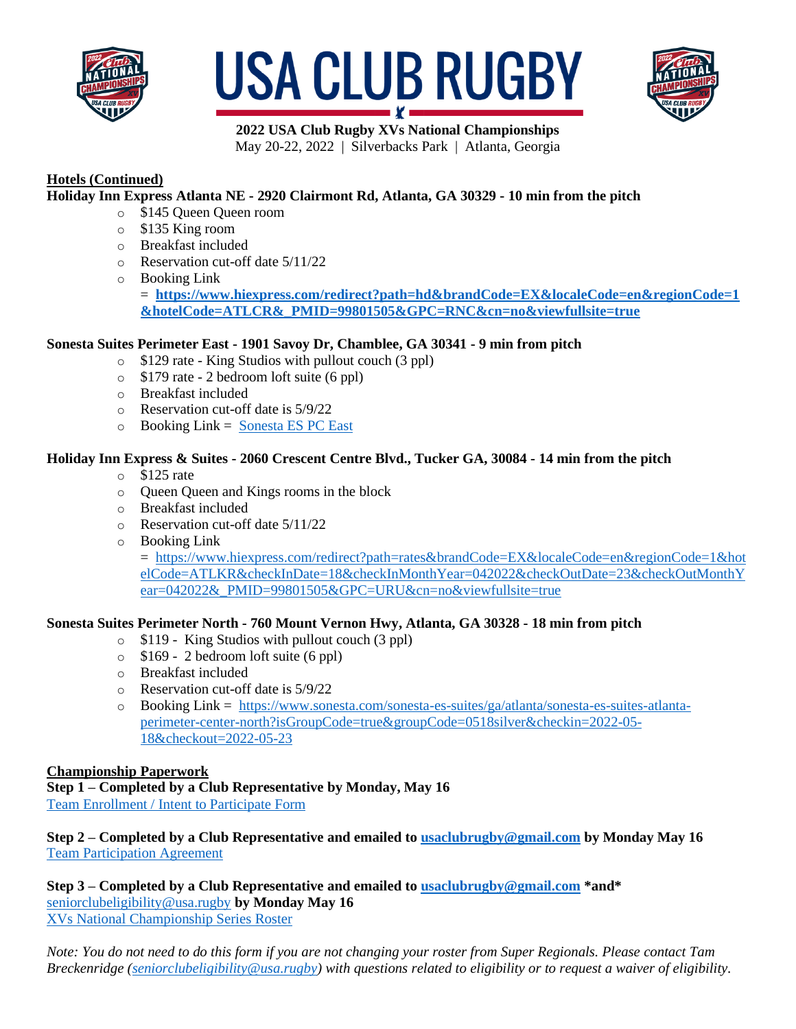**2022 USA Club Rugby XVs National Championships**
May 20-22, 2022 | Silverbacks Park | Atlanta, Georgia

**Hotels (Continued)**

**Holiday Inn Express Atlanta NE - 2920 Clairmont Rd, Atlanta, GA 30329 - 10 min from the pitch**

- $145 Queen Queen room
- $135 King room
- Breakfast included
- Reservation cut-off date 5/11/22
- Booking Link = **https://www.hiexpress.com/redirect?path=hd&brandCode=EX&localeCode=en&regionCode=1&hotelCode=ATLCR&_PMID=99801505&GPC=RNC&cn=no&viewfullsite=true**

**Sonesta Suites Perimeter East - 1901 Savoy Dr, Chamblee, GA 30341 - 9 min from pitch**

- $129 rate - King Studios with pullout couch (3 ppl)
- $179 rate - 2 bedroom loft suite (6 ppl)
- Breakfast included
- Reservation cut-off date is 5/9/22
- Booking Link = Sonesta ES PC East

**Holiday Inn Express & Suites - 2060 Crescent Centre Blvd., Tucker GA, 30084 - 14 min from the pitch**

- $125 rate
- Queen Queen and Kings rooms in the block
- Breakfast included
- Reservation cut-off date 5/11/22
- Booking Link = https://www.hiexpress.com/redirect?path=rates&brandCode=EX&localeCode=en&regionCode=1&hotelCode=ATLKR&checkInDate=18&checkInMonthYear=042022&checkOutDate=23&checkOutMonthYear=042022&_PMID=99801505&GPC=URU&cn=no&viewfullsite=true

**Sonesta Suites Perimeter North - 760 Mount Vernon Hwy, Atlanta, GA 30328 - 18 min from pitch**

- $119 - King Studios with pullout couch (3 ppl)
- $169 - 2 bedroom loft suite (6 ppl)
- Breakfast included
- Reservation cut-off date is 5/9/22
- Booking Link = https://www.sonesta.com/sonesta-es-suites/ga/atlanta/sonesta-es-suites-atlanta-perimeter-center-north?isGroupCode=true&groupCode=0518silver&checkin=2022-05-18&checkout=2022-05-23

**Championship Paperwork**

**Step 1 – Completed by a Club Representative by Monday, May 16**
Team Enrollment / Intent to Participate Form

**Step 2 – Completed by a Club Representative and emailed to usaclubrugby@gmail.com by Monday May 16**
Team Participation Agreement

**Step 3 – Completed by a Club Representative and emailed to usaclubrugby@gmail.com \*and\* seniorclubeligibility@usa.rugby by Monday May 16**
XVs National Championship Series Roster

*Note: You do not need to do this form if you are not changing your roster from Super Regionals. Please contact Tam Breckenridge (seniorclubeligibility@usa.rugby) with questions related to eligibility or to request a waiver of eligibility.*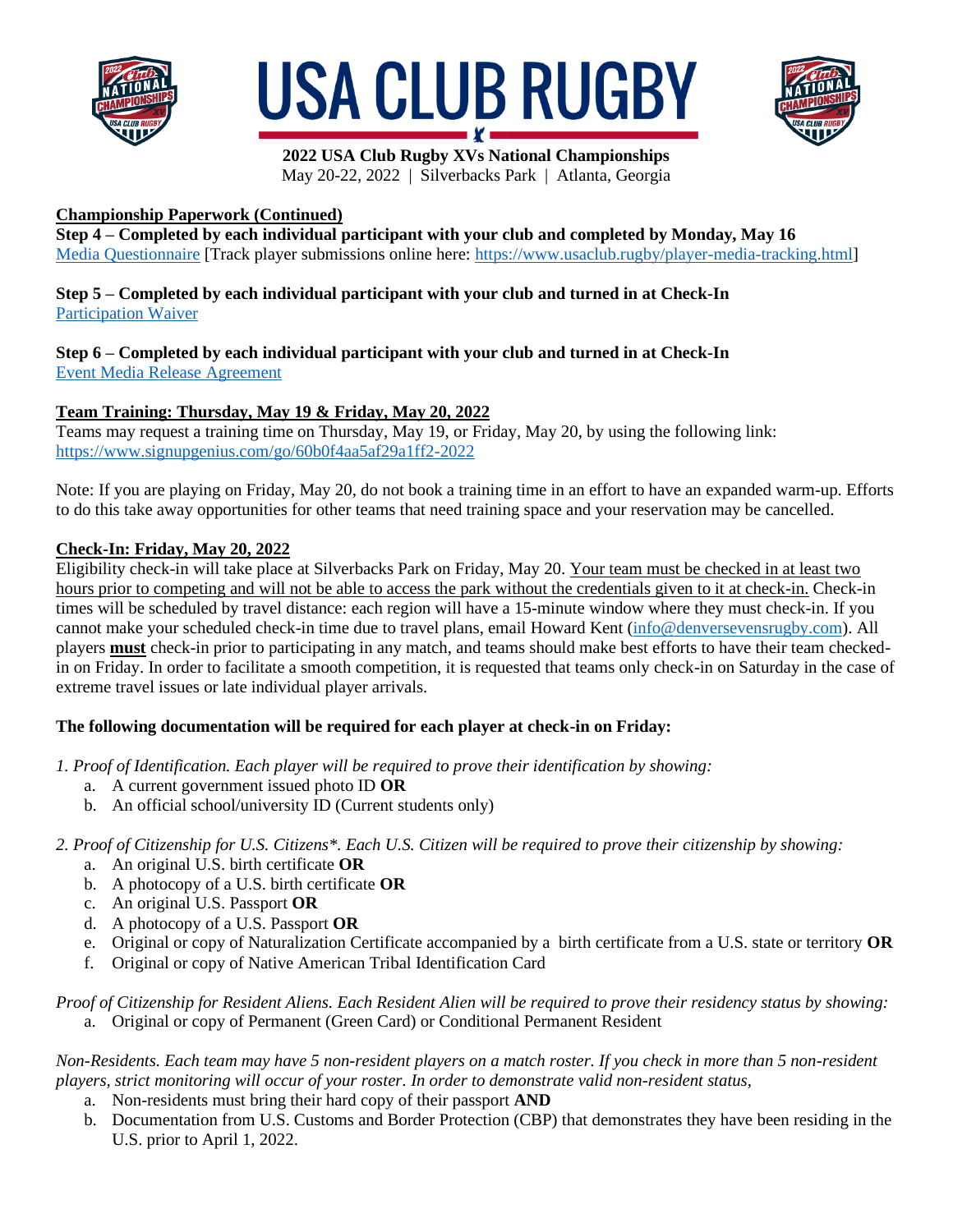**2022 USA Club Rugby XVs National Championships**
May 20-22, 2022 | Silverbacks Park | Atlanta, Georgia

## Championship Paperwork (Continued)

**Step 4 – Completed by each individual participant with your club and completed by Monday, May 16**
Media Questionnaire [Track player submissions online here: https://www.usaclub.rugby/player-media-tracking.html]

**Step 5 – Completed by each individual participant with your club and turned in at Check-In**
Participation Waiver

**Step 6 – Completed by each individual participant with your club and turned in at Check-In**
Event Media Release Agreement

## Team Training: Thursday, May 19 & Friday, May 20, 2022

Teams may request a training time on Thursday, May 19, or Friday, May 20, by using the following link: https://www.signupgenius.com/go/60b0f4aa5af29a1ff2-2022

Note: If you are playing on Friday, May 20, do not book a training time in an effort to have an expanded warm-up. Efforts to do this take away opportunities for other teams that need training space and your reservation may be cancelled.

## Check-In: Friday, May 20, 2022

Eligibility check-in will take place at Silverbacks Park on Friday, May 20. Your team must be checked in at least two hours prior to competing and will not be able to access the park without the credentials given to it at check-in. Check-in times will be scheduled by travel distance: each region will have a 15-minute window where they must check-in. If you cannot make your scheduled check-in time due to travel plans, email Howard Kent (info@denversevensrugby.com). All players **must** check-in prior to participating in any match, and teams should make best efforts to have their team checked-in on Friday. In order to facilitate a smooth competition, it is requested that teams only check-in on Saturday in the case of extreme travel issues or late individual player arrivals.

**The following documentation will be required for each player at check-in on Friday:**

*1. Proof of Identification. Each player will be required to prove their identification by showing:*

a. A current government issued photo ID **OR**
b. An official school/university ID (Current students only)

*2. Proof of Citizenship for U.S. Citizens\*. Each U.S. Citizen will be required to prove their citizenship by showing:*

a. An original U.S. birth certificate **OR**
b. A photocopy of a U.S. birth certificate **OR**
c. An original U.S. Passport **OR**
d. A photocopy of a U.S. Passport **OR**
e. Original or copy of Naturalization Certificate accompanied by a birth certificate from a U.S. state or territory **OR**
f. Original or copy of Native American Tribal Identification Card

*Proof of Citizenship for Resident Aliens. Each Resident Alien will be required to prove their residency status by showing:*

a. Original or copy of Permanent (Green Card) or Conditional Permanent Resident

*Non-Residents. Each team may have 5 non-resident players on a match roster. If you check in more than 5 non-resident players, strict monitoring will occur of your roster. In order to demonstrate valid non-resident status,*

a. Non-residents must bring their hard copy of their passport **AND**
b. Documentation from U.S. Customs and Border Protection (CBP) that demonstrates they have been residing in the U.S. prior to April 1, 2022.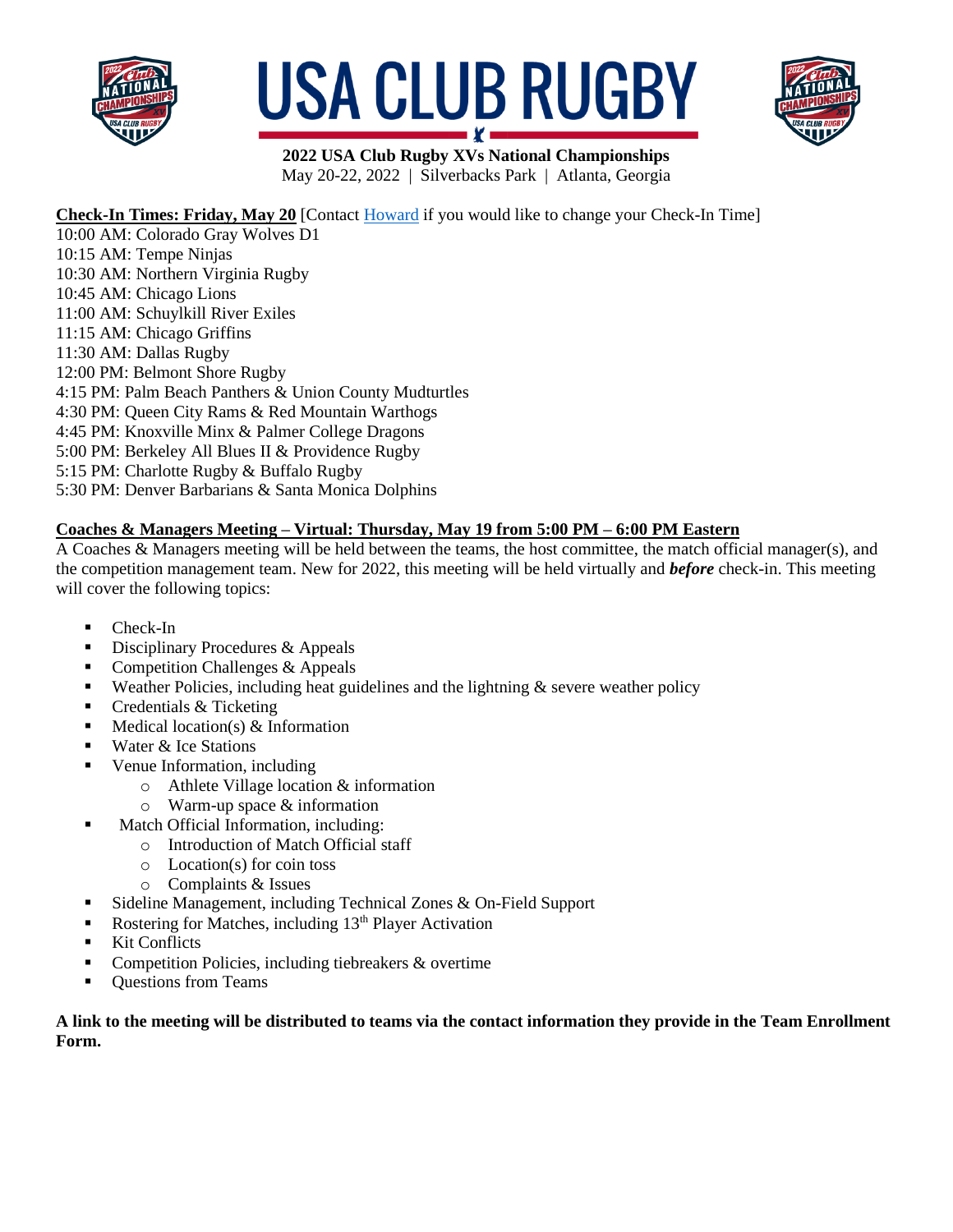# USA CLUB RUGBY

**2022 USA Club Rugby XVs National Championships**
May 20-22, 2022 | Silverbacks Park | Atlanta, Georgia

**Check-In Times: Friday, May 20** [Contact Howard if you would like to change your Check-In Time]

10:00 AM: Colorado Gray Wolves D1
10:15 AM: Tempe Ninjas
10:30 AM: Northern Virginia Rugby
10:45 AM: Chicago Lions
11:00 AM: Schuylkill River Exiles
11:15 AM: Chicago Griffins
11:30 AM: Dallas Rugby
12:00 PM: Belmont Shore Rugby
4:15 PM: Palm Beach Panthers & Union County Mudturtles
4:30 PM: Queen City Rams & Red Mountain Warthogs
4:45 PM: Knoxville Minx & Palmer College Dragons
5:00 PM: Berkeley All Blues II & Providence Rugby
5:15 PM: Charlotte Rugby & Buffalo Rugby
5:30 PM: Denver Barbarians & Santa Monica Dolphins

**Coaches & Managers Meeting – Virtual: Thursday, May 19 from 5:00 PM – 6:00 PM Eastern**

A Coaches & Managers meeting will be held between the teams, the host committee, the match official manager(s), and the competition management team. New for 2022, this meeting will be held virtually and ***before*** check-in. This meeting will cover the following topics:

- Check-In
- Disciplinary Procedures & Appeals
- Competition Challenges & Appeals
- Weather Policies, including heat guidelines and the lightning & severe weather policy
- Credentials & Ticketing
- Medical location(s) & Information
- Water & Ice Stations
- Venue Information, including
  - Athlete Village location & information
  - Warm-up space & information
- Match Official Information, including:
  - Introduction of Match Official staff
  - Location(s) for coin toss
  - Complaints & Issues
- Sideline Management, including Technical Zones & On-Field Support
- Rostering for Matches, including 13th Player Activation
- Kit Conflicts
- Competition Policies, including tiebreakers & overtime
- Questions from Teams

**A link to the meeting will be distributed to teams via the contact information they provide in the Team Enrollment Form.**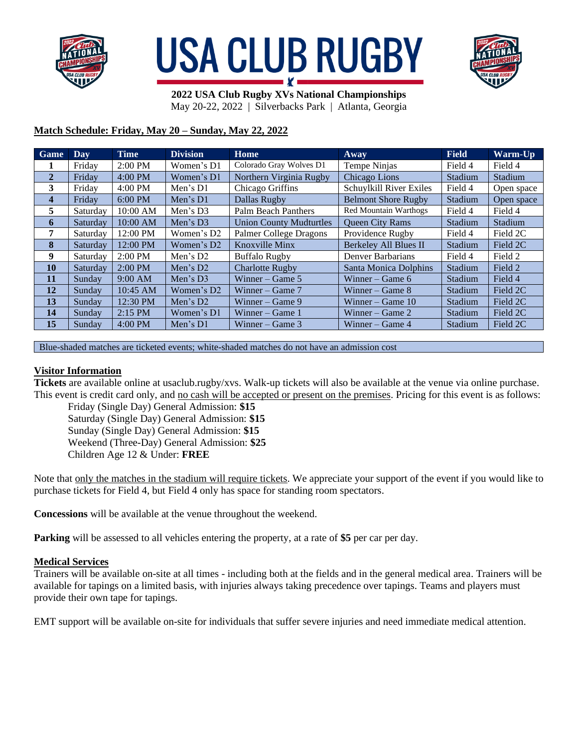# USA CLUB RUGBY

**2022 USA Club Rugby XVs National Championships**
May 20-22, 2022 | Silverbacks Park | Atlanta, Georgia

**Match Schedule: Friday, May 20 – Sunday, May 22, 2022**

| Game | Day | Time | Division | Home | Away | Field | Warm-Up |
|---|---|---|---|---|---|---|---|
| 1 | Friday | 2:00 PM | Women's D1 | Colorado Gray Wolves D1 | Tempe Ninjas | Field 4 | Field 4 |
| 2 | Friday | 4:00 PM | Women's D1 | Northern Virginia Rugby | Chicago Lions | Stadium | Stadium |
| 3 | Friday | 4:00 PM | Men's D1 | Chicago Griffins | Schuylkill River Exiles | Field 4 | Open space |
| 4 | Friday | 6:00 PM | Men's D1 | Dallas Rugby | Belmont Shore Rugby | Stadium | Open space |
| 5 | Saturday | 10:00 AM | Men's D3 | Palm Beach Panthers | Red Mountain Warthogs | Field 4 | Field 4 |
| 6 | Saturday | 10:00 AM | Men's D3 | Union County Mudturtles | Queen City Rams | Stadium | Stadium |
| 7 | Saturday | 12:00 PM | Women's D2 | Palmer College Dragons | Providence Rugby | Field 4 | Field 2C |
| 8 | Saturday | 12:00 PM | Women's D2 | Knoxville Minx | Berkeley All Blues II | Stadium | Field 2C |
| 9 | Saturday | 2:00 PM | Men's D2 | Buffalo Rugby | Denver Barbarians | Field 4 | Field 2 |
| 10 | Saturday | 2:00 PM | Men's D2 | Charlotte Rugby | Santa Monica Dolphins | Stadium | Field 2 |
| 11 | Sunday | 9:00 AM | Men's D3 | Winner – Game 5 | Winner – Game 6 | Stadium | Field 4 |
| 12 | Sunday | 10:45 AM | Women's D2 | Winner – Game 7 | Winner – Game 8 | Stadium | Field 2C |
| 13 | Sunday | 12:30 PM | Men's D2 | Winner – Game 9 | Winner – Game 10 | Stadium | Field 2C |
| 14 | Sunday | 2:15 PM | Women's D1 | Winner – Game 1 | Winner – Game 2 | Stadium | Field 2C |
| 15 | Sunday | 4:00 PM | Men's D1 | Winner – Game 3 | Winner – Game 4 | Stadium | Field 2C |

Blue-shaded matches are ticketed events; white-shaded matches do not have an admission cost

## Visitor Information

**Tickets** are available online at usaclub.rugby/xvs. Walk-up tickets will also be available at the venue via online purchase. This event is credit card only, and no cash will be accepted or present on the premises. Pricing for this event is as follows:

- Friday (Single Day) General Admission: **$15**
- Saturday (Single Day) General Admission: **$15**
- Sunday (Single Day) General Admission: **$15**
- Weekend (Three-Day) General Admission: **$25**
- Children Age 12 & Under: **FREE**

Note that only the matches in the stadium will require tickets. We appreciate your support of the event if you would like to purchase tickets for Field 4, but Field 4 only has space for standing room spectators.

**Concessions** will be available at the venue throughout the weekend.

**Parking** will be assessed to all vehicles entering the property, at a rate of **$5** per car per day.

## Medical Services

Trainers will be available on-site at all times - including both at the fields and in the general medical area. Trainers will be available for tapings on a limited basis, with injuries always taking precedence over tapings. Teams and players must provide their own tape for tapings.

EMT support will be available on-site for individuals that suffer severe injuries and need immediate medical attention.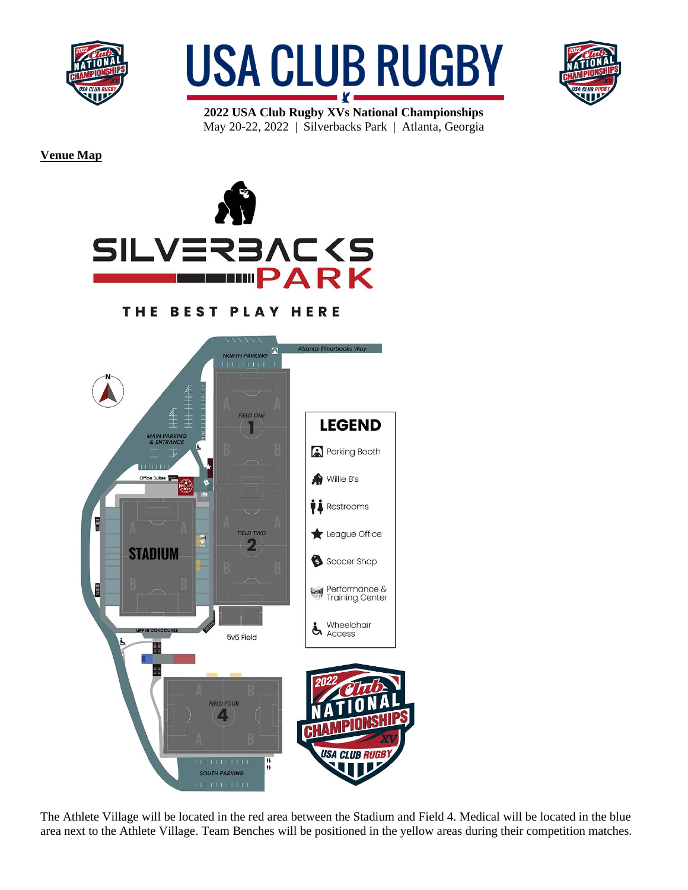# USA CLUB RUGBY

**2022 USA Club Rugby XVs National Championships**
May 20-22, 2022 | Silverbacks Park | Atlanta, Georgia

**Venue Map**

SILVERBACKS PARK

THE BEST PLAY HERE

Atlanta Silverbacks Way
NORTH PARKING
FIELD ONE
1
MAIN PARKING & ENTRANCE
Office Suites
STADIUM
FIELD TWO
2
UPPER CONCOURSE
5v5 Field
FIELD FOUR
4
SOUTH PARKING

LEGEND
Parking Booth
Willie B's
Restrooms
League Office
Soccer Shop
Performance & Training Center
Wheelchair Access

The Athlete Village will be located in the red area between the Stadium and Field 4. Medical will be located in the blue area next to the Athlete Village. Team Benches will be positioned in the yellow areas during their competition matches.